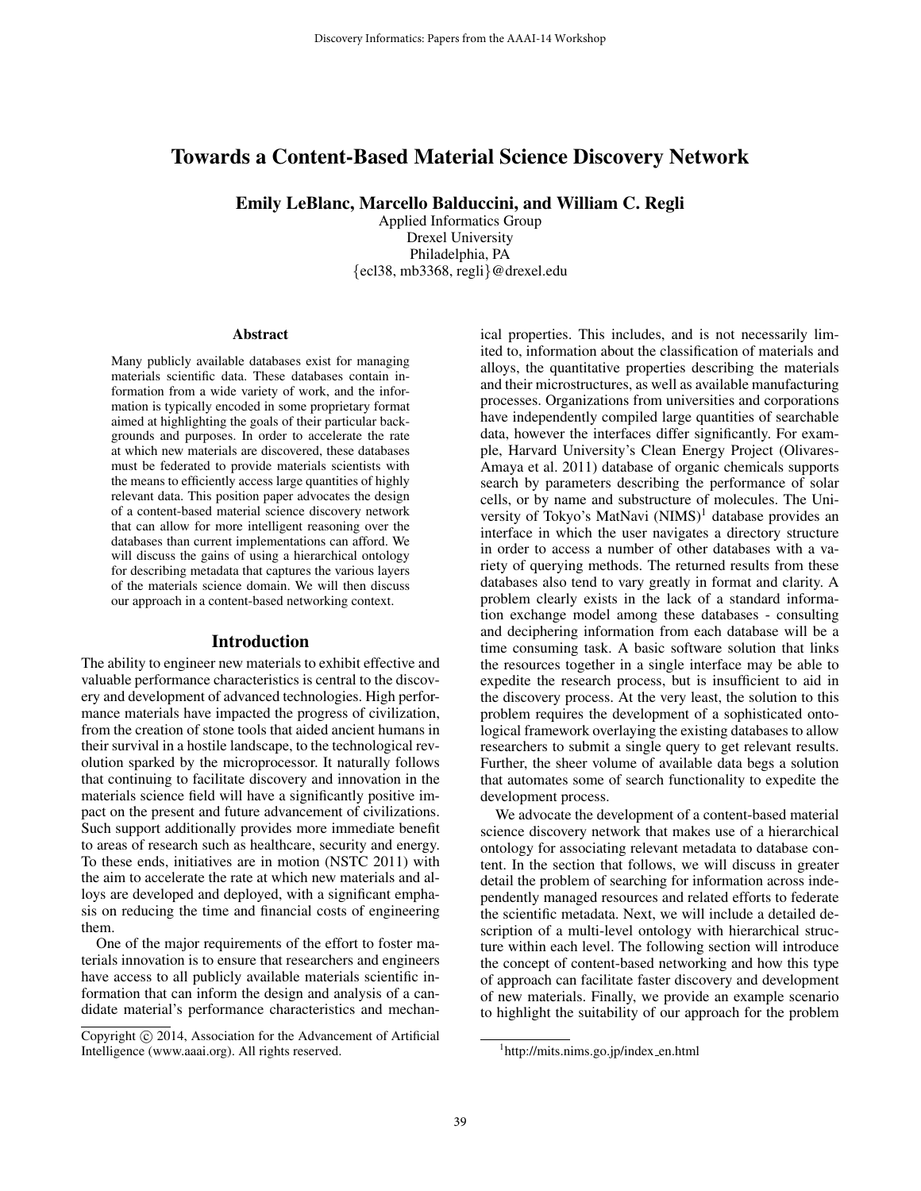# Towards a Content-Based Material Science Discovery Network

**Emily LeBlanc, Marcello Balduccini, and William C. Regli**

Applied Informatics Group
Drexel University
Philadelphia, PA
{ecl38, mb3368, regli}@drexel.edu

## Abstract

Many publicly available databases exist for managing materials scientific data. These databases contain information from a wide variety of work, and the information is typically encoded in some proprietary format aimed at highlighting the goals of their particular backgrounds and purposes. In order to accelerate the rate at which new materials are discovered, these databases must be federated to provide materials scientists with the means to efficiently access large quantities of highly relevant data. This position paper advocates the design of a content-based material science discovery network that can allow for more intelligent reasoning over the databases than current implementations can afford. We will discuss the gains of using a hierarchical ontology for describing metadata that captures the various layers of the materials science domain. We will then discuss our approach in a content-based networking context.

## Introduction

The ability to engineer new materials to exhibit effective and valuable performance characteristics is central to the discovery and development of advanced technologies. High performance materials have impacted the progress of civilization, from the creation of stone tools that aided ancient humans in their survival in a hostile landscape, to the technological revolution sparked by the microprocessor. It naturally follows that continuing to facilitate discovery and innovation in the materials science field will have a significantly positive impact on the present and future advancement of civilizations. Such support additionally provides more immediate benefit to areas of research such as healthcare, security and energy. To these ends, initiatives are in motion (NSTC 2011) with the aim to accelerate the rate at which new materials and alloys are developed and deployed, with a significant emphasis on reducing the time and financial costs of engineering them.

One of the major requirements of the effort to foster materials innovation is to ensure that researchers and engineers have access to all publicly available materials scientific information that can inform the design and analysis of a candidate material's performance characteristics and mechanical properties. This includes, and is not necessarily limited to, information about the classification of materials and alloys, the quantitative properties describing the materials and their microstructures, as well as available manufacturing processes. Organizations from universities and corporations have independently compiled large quantities of searchable data, however the interfaces differ significantly. For example, Harvard University's Clean Energy Project (Olivares-Amaya et al. 2011) database of organic chemicals supports search by parameters describing the performance of solar cells, or by name and substructure of molecules. The University of Tokyo's MatNavi (NIMS)[1] database provides an interface in which the user navigates a directory structure in order to access a number of other databases with a variety of querying methods. The returned results from these databases also tend to vary greatly in format and clarity. A problem clearly exists in the lack of a standard information exchange model among these databases - consulting and deciphering information from each database will be a time consuming task. A basic software solution that links the resources together in a single interface may be able to expedite the research process, but is insufficient to aid in the discovery process. At the very least, the solution to this problem requires the development of a sophisticated ontological framework overlaying the existing databases to allow researchers to submit a single query to get relevant results. Further, the sheer volume of available data begs a solution that automates some of search functionality to expedite the development process.

We advocate the development of a content-based material science discovery network that makes use of a hierarchical ontology for associating relevant metadata to database content. In the section that follows, we will discuss in greater detail the problem of searching for information across independently managed resources and related efforts to federate the scientific metadata. Next, we will include a detailed description of a multi-level ontology with hierarchical structure within each level. The following section will introduce the concept of content-based networking and how this type of approach can facilitate faster discovery and development of new materials. Finally, we provide an example scenario to highlight the suitability of our approach for the problem

Copyright © 2014, Association for the Advancement of Artificial Intelligence (www.aaai.org). All rights reserved.

[1] http://mits.nims.go.jp/index_en.html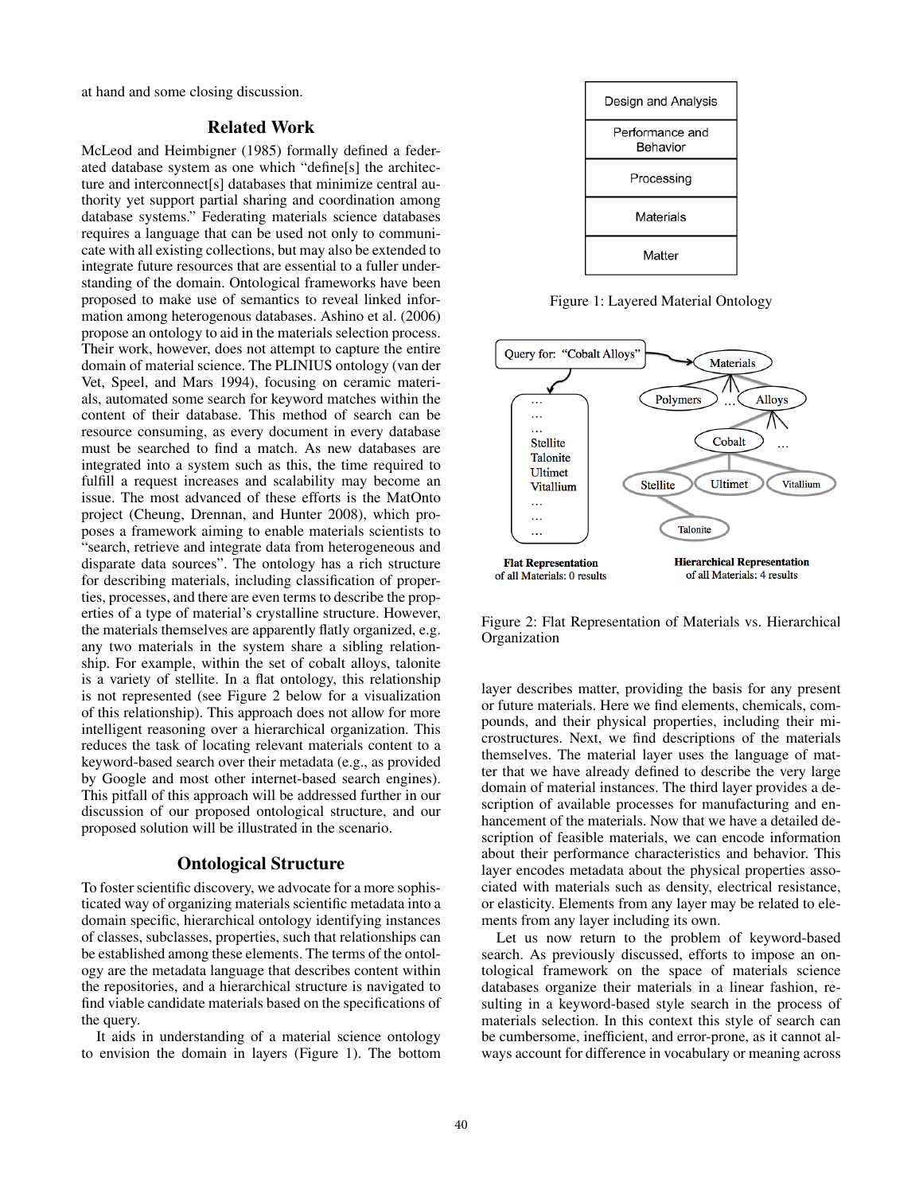at hand and some closing discussion.

## Related Work

McLeod and Heimbigner (1985) formally defined a federated database system as one which "define[s] the architecture and interconnect[s] databases that minimize central authority yet support partial sharing and coordination among database systems." Federating materials science databases requires a language that can be used not only to communicate with all existing collections, but may also be extended to integrate future resources that are essential to a fuller understanding of the domain. Ontological frameworks have been proposed to make use of semantics to reveal linked information among heterogeneous databases. Ashino et al. (2006) propose an ontology to aid in the materials selection process. Their work, however, does not attempt to capture the entire domain of material science. The PLINIUS ontology (van der Vet, Speel, and Mars 1994), focusing on ceramic materials, automated some search for keyword matches within the content of their database. This method of search can be resource consuming, as every document in every database must be searched to find a match. As new databases are integrated into a system such as this, the time required to fulfill a request increases and scalability may become an issue. The most advanced of these efforts is the MatOnto project (Cheung, Drennan, and Hunter 2008), which proposes a framework aiming to enable materials scientists to "search, retrieve and integrate data from heterogeneous and disparate data sources". The ontology has a rich structure for describing materials, including classification of properties, processes, and there are even terms to describe the properties of a type of material's crystalline structure. However, the materials themselves are apparently flatly organized, e.g. any two materials in the system share a sibling relationship. For example, within the set of cobalt alloys, talonite is a variety of stellite. In a flat ontology, this relationship is not represented (see Figure 2 below for a visualization of this relationship). This approach does not allow for more intelligent reasoning over a hierarchical organization. This reduces the task of locating relevant materials content to a keyword-based search over their metadata (e.g., as provided by Google and most other internet-based search engines). This pitfall of this approach will be addressed further in our discussion of our proposed ontological structure, and our proposed solution will be illustrated in the scenario.

## Ontological Structure

To foster scientific discovery, we advocate for a more sophisticated way of organizing materials scientific metadata into a domain specific, hierarchical ontology identifying instances of classes, subclasses, properties, such that relationships can be established among these elements. The terms of the ontology are the metadata language that describes content within the repositories, and a hierarchical structure is navigated to find viable candidate materials based on the specifications of the query.

It aids in understanding of a material science ontology to envision the domain in layers (Figure 1). The bottom layer describes matter, providing the basis for any present or future materials. Here we find elements, chemicals, compounds, and their physical properties, including their microstructures. Next, we find descriptions of the materials themselves. The material layer uses the language of matter that we have already defined to describe the very large domain of material instances. The third layer provides a description of available processes for manufacturing and enhancement of the materials. Now that we have a detailed description of feasible materials, we can encode information about their performance characteristics and behavior. This layer encodes metadata about the physical properties associated with materials such as density, electrical resistance, or elasticity. Elements from any layer may be related to elements from any layer including its own.

| Design and Analysis |
| --- |
| Performance and Behavior |
| Processing |
| Materials |
| Matter |

Figure 1: Layered Material Ontology

Figure 2: Flat Representation of Materials vs. Hierarchical Organization

Let us now return to the problem of keyword-based search. As previously discussed, efforts to impose an ontological framework on the space of materials science databases organize their materials in a linear fashion, resulting in a keyword-based style search in the process of materials selection. In this context this style of search can be cumbersome, inefficient, and error-prone, as it cannot always account for difference in vocabulary or meaning across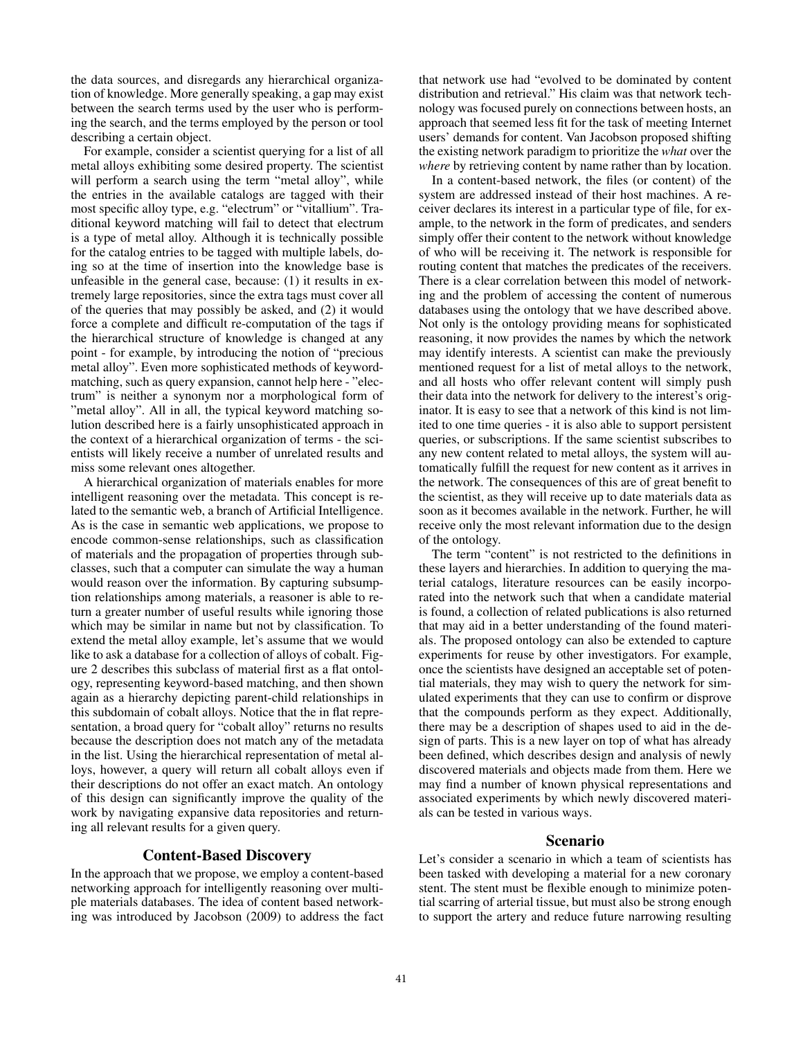the data sources, and disregards any hierarchical organization of knowledge. More generally speaking, a gap may exist between the search terms used by the user who is performing the search, and the terms employed by the person or tool describing a certain object.

For example, consider a scientist querying for a list of all metal alloys exhibiting some desired property. The scientist will perform a search using the term "metal alloy", while the entries in the available catalogs are tagged with their most specific alloy type, e.g. "electrum" or "vitallium". Traditional keyword matching will fail to detect that electrum is a type of metal alloy. Although it is technically possible for the catalog entries to be tagged with multiple labels, doing so at the time of insertion into the knowledge base is unfeasible in the general case, because: (1) it results in extremely large repositories, since the extra tags must cover all of the queries that may possibly be asked, and (2) it would force a complete and difficult re-computation of the tags if the hierarchical structure of knowledge is changed at any point - for example, by introducing the notion of "precious metal alloy". Even more sophisticated methods of keyword-matching, such as query expansion, cannot help here - "electrum" is neither a synonym nor a morphological form of "metal alloy". All in all, the typical keyword matching solution described here is a fairly unsophisticated approach in the context of a hierarchical organization of terms - the scientists will likely receive a number of unrelated results and miss some relevant ones altogether.

A hierarchical organization of materials enables for more intelligent reasoning over the metadata. This concept is related to the semantic web, a branch of Artificial Intelligence. As is the case in semantic web applications, we propose to encode common-sense relationships, such as classification of materials and the propagation of properties through subclasses, such that a computer can simulate the way a human would reason over the information. By capturing subsumption relationships among materials, a reasoner is able to return a greater number of useful results while ignoring those which may be similar in name but not by classification. To extend the metal alloy example, let's assume that we would like to ask a database for a collection of alloys of cobalt. Figure 2 describes this subclass of material first as a flat ontology, representing keyword-based matching, and then shown again as a hierarchy depicting parent-child relationships in this subdomain of cobalt alloys. Notice that the in flat representation, a broad query for "cobalt alloy" returns no results because the description does not match any of the metadata in the list. Using the hierarchical representation of metal alloys, however, a query will return all cobalt alloys even if their descriptions do not offer an exact match. An ontology of this design can significantly improve the quality of the work by navigating expansive data repositories and returning all relevant results for a given query.

## Content-Based Discovery

In the approach that we propose, we employ a content-based networking approach for intelligently reasoning over multiple materials databases. The idea of content based networking was introduced by Jacobson (2009) to address the fact that network use had "evolved to be dominated by content distribution and retrieval." His claim was that network technology was focused purely on connections between hosts, an approach that seemed less fit for the task of meeting Internet users' demands for content. Van Jacobson proposed shifting the existing network paradigm to prioritize the *what* over the *where* by retrieving content by name rather than by location.

In a content-based network, the files (or content) of the system are addressed instead of their host machines. A receiver declares its interest in a particular type of file, for example, to the network in the form of predicates, and senders simply offer their content to the network without knowledge of who will be receiving it. The network is responsible for routing content that matches the predicates of the receivers. There is a clear correlation between this model of networking and the problem of accessing the content of numerous databases using the ontology that we have described above. Not only is the ontology providing means for sophisticated reasoning, it now provides the names by which the network may identify interests. A scientist can make the previously mentioned request for a list of metal alloys to the network, and all hosts who offer relevant content will simply push their data into the network for delivery to the interest's originator. It is easy to see that a network of this kind is not limited to one time queries - it is also able to support persistent queries, or subscriptions. If the same scientist subscribes to any new content related to metal alloys, the system will automatically fulfill the request for new content as it arrives in the network. The consequences of this are of great benefit to the scientist, as they will receive up to date materials data as soon as it becomes available in the network. Further, he will receive only the most relevant information due to the design of the ontology.

The term "content" is not restricted to the definitions in these layers and hierarchies. In addition to querying the material catalogs, literature resources can be easily incorporated into the network such that when a candidate material is found, a collection of related publications is also returned that may aid in a better understanding of the found materials. The proposed ontology can also be extended to capture experiments for reuse by other investigators. For example, once the scientists have designed an acceptable set of potential materials, they may wish to query the network for simulated experiments that they can use to confirm or disprove that the compounds perform as they expect. Additionally, there may be a description of shapes used to aid in the design of parts. This is a new layer on top of what has already been defined, which describes design and analysis of newly discovered materials and objects made from them. Here we may find a number of known physical representations and associated experiments by which newly discovered materials can be tested in various ways.

## Scenario

Let's consider a scenario in which a team of scientists has been tasked with developing a material for a new coronary stent. The stent must be flexible enough to minimize potential scarring of arterial tissue, but must also be strong enough to support the artery and reduce future narrowing resulting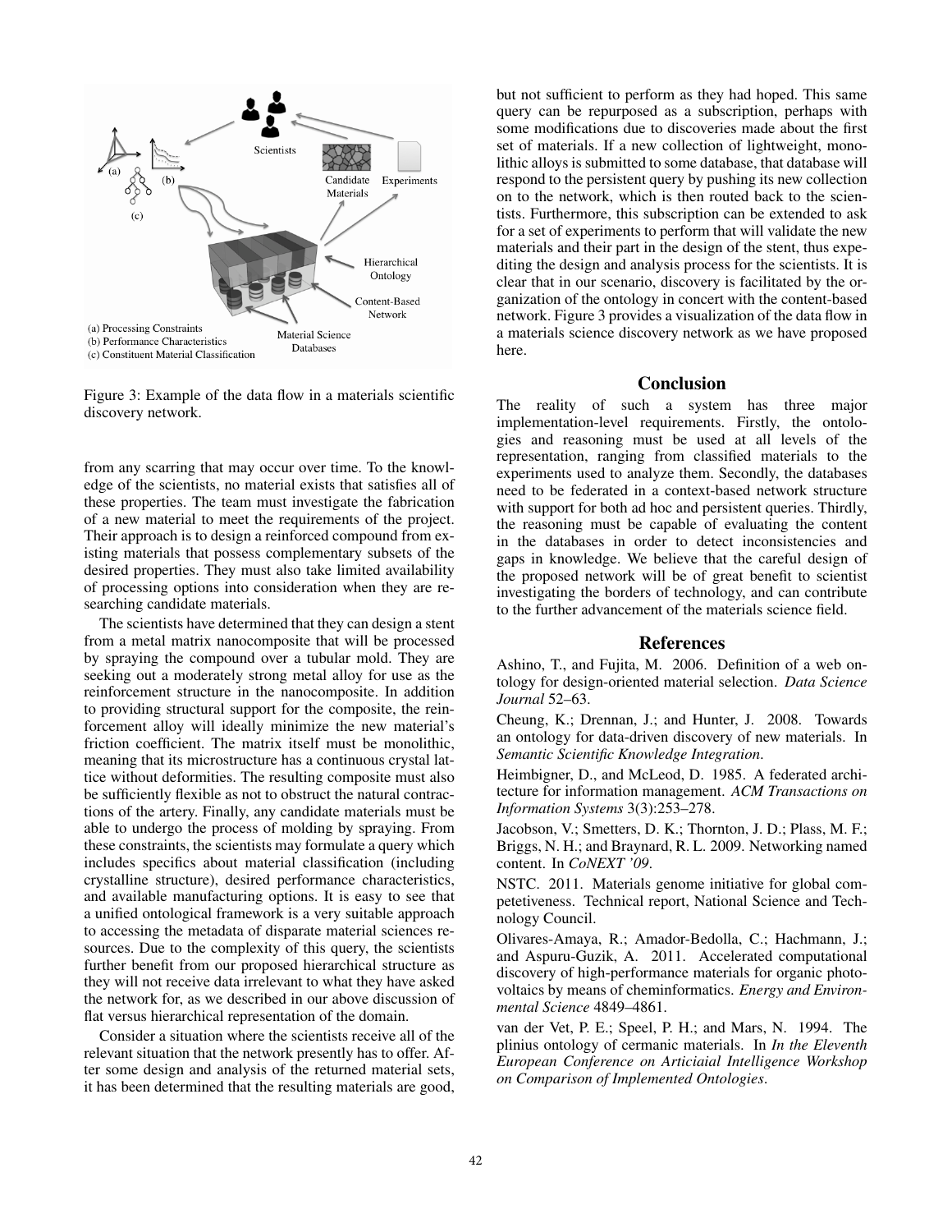(a) Processing Constraints
(b) Performance Characteristics
(c) Constituent Material Classification

Scientists

Candidate Materials

Experiments

Hierarchical Ontology

Content-Based Network

Material Science Databases

Figure 3: Example of the data flow in a materials scientific discovery network.

from any scarring that may occur over time. To the knowledge of the scientists, no material exists that satisfies all of these properties. The team must investigate the fabrication of a new material to meet the requirements of the project. Their approach is to design a reinforced compound from existing materials that possess complementary subsets of the desired properties. They must also take limited availability of processing options into consideration when they are researching candidate materials.

The scientists have determined that they can design a stent from a metal matrix nanocomposite that will be processed by spraying the compound over a tubular mold. They are seeking out a moderately strong metal alloy for use as the reinforcement structure in the nanocomposite. In addition to providing structural support for the composite, the reinforcement alloy will ideally minimize the new material's friction coefficient. The matrix itself must be monolithic, meaning that its microstructure has a continuous crystal lattice without deformities. The resulting composite must also be sufficiently flexible as not to obstruct the natural contractions of the artery. Finally, any candidate materials must be able to undergo the process of molding by spraying. From these constraints, the scientists may formulate a query which includes specifics about material classification (including crystalline structure), desired performance characteristics, and available manufacturing options. It is easy to see that a unified ontological framework is a very suitable approach to accessing the metadata of disparate material sciences resources. Due to the complexity of this query, the scientists further benefit from our proposed hierarchical structure as they will not receive data irrelevant to what they have asked the network for, as we described in our above discussion of flat versus hierarchical representation of the domain.

Consider a situation where the scientists receive all of the relevant situation that the network presently has to offer. After some design and analysis of the returned material sets, it has been determined that the resulting materials are good, but not sufficient to perform as they had hoped. This same query can be repurposed as a subscription, perhaps with some modifications due to discoveries made about the first set of materials. If a new collection of lightweight, monolithic alloys is submitted to some database, that database will respond to the persistent query by pushing its new collection on to the network, which is then routed back to the scientists. Furthermore, this subscription can be extended to ask for a set of experiments to perform that will validate the new materials and their part in the design of the stent, thus expediting the design and analysis process for the scientists. It is clear that in our scenario, discovery is facilitated by the organization of the ontology in concert with the content-based network. Figure 3 provides a visualization of the data flow in a materials science discovery network as we have proposed here.

## Conclusion

The reality of such a system has three major implementation-level requirements. Firstly, the ontologies and reasoning must be used at all levels of the representation, ranging from classified materials to the experiments used to analyze them. Secondly, the databases need to be federated in a context-based network structure with support for both ad hoc and persistent queries. Thirdly, the reasoning must be capable of evaluating the content in the databases in order to detect inconsistencies and gaps in knowledge. We believe that the careful design of the proposed network will be of great benefit to scientist investigating the borders of technology, and can contribute to the further advancement of the materials science field.

## References

Ashino, T., and Fujita, M. 2006. Definition of a web ontology for design-oriented material selection. *Data Science Journal* 52–63.

Cheung, K.; Drennan, J.; and Hunter, J. 2008. Towards an ontology for data-driven discovery of new materials. In *Semantic Scientific Knowledge Integration*.

Heimbigner, D., and McLeod, D. 1985. A federated architecture for information management. *ACM Transactions on Information Systems* 3(3):253–278.

Jacobson, V.; Smetters, D. K.; Thornton, J. D.; Plass, M. F.; Briggs, N. H.; and Braynard, R. L. 2009. Networking named content. In *CoNEXT '09*.

NSTC. 2011. Materials genome initiative for global competetiveness. Technical report, National Science and Technology Council.

Olivares-Amaya, R.; Amador-Bedolla, C.; Hachmann, J.; and Aspuru-Guzik, A. 2011. Accelerated computational discovery of high-performance materials for organic photovoltaics by means of cheminformatics. *Energy and Environmental Science* 4849–4861.

van der Vet, P. E.; Speel, P. H.; and Mars, N. 1994. The plinius ontology of cermanic materials. In *In the Eleventh European Conference on Articiaial Intelligence Workshop on Comparison of Implemented Ontologies*.